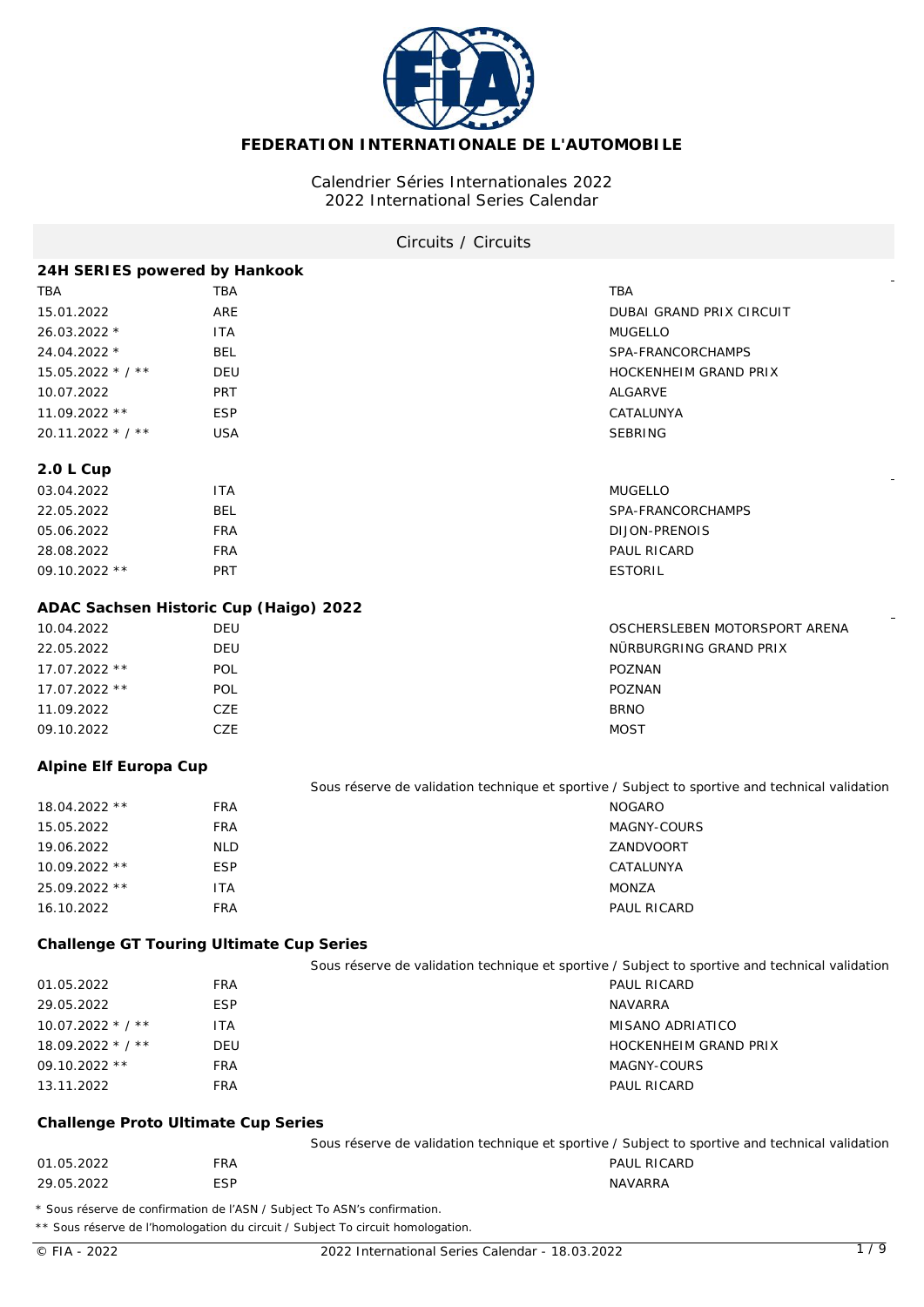**FEDERATION INTERNATIONALE DE L'AUTOMOBILE**

Calendrier Séries Internationales 2022
2022 International Series Calendar

Circuits / Circuits

### 24H SERIES powered by Hankook

| | | |
|---|---|---|
| TBA | TBA | TBA |
| 15.01.2022 | ARE | DUBAI GRAND PRIX CIRCUIT |
| 26.03.2022 * | ITA | MUGELLO |
| 24.04.2022 * | BEL | SPA-FRANCORCHAMPS |
| 15.05.2022 * / ** | DEU | HOCKENHEIM GRAND PRIX |
| 10.07.2022 | PRT | ALGARVE |
| 11.09.2022 ** | ESP | CATALUNYA |
| 20.11.2022 * / ** | USA | SEBRING |

### 2.0 L Cup

| | | |
|---|---|---|
| 03.04.2022 | ITA | MUGELLO |
| 22.05.2022 | BEL | SPA-FRANCORCHAMPS |
| 05.06.2022 | FRA | DIJON-PRENOIS |
| 28.08.2022 | FRA | PAUL RICARD |
| 09.10.2022 ** | PRT | ESTORIL |

### ADAC Sachsen Historic Cup (Haigo) 2022

| | | |
|---|---|---|
| 10.04.2022 | DEU | OSCHERSLEBEN MOTORSPORT ARENA |
| 22.05.2022 | DEU | NÜRBURGRING GRAND PRIX |
| 17.07.2022 ** | POL | POZNAN |
| 17.07.2022 ** | POL | POZNAN |
| 11.09.2022 | CZE | BRNO |
| 09.10.2022 | CZE | MOST |

### Alpine Elf Europa Cup

Sous réserve de validation technique et sportive / Subject to sportive and technical validation

| | | |
|---|---|---|
| 18.04.2022 ** | FRA | NOGARO |
| 15.05.2022 | FRA | MAGNY-COURS |
| 19.06.2022 | NLD | ZANDVOORT |
| 10.09.2022 ** | ESP | CATALUNYA |
| 25.09.2022 ** | ITA | MONZA |
| 16.10.2022 | FRA | PAUL RICARD |

### Challenge GT Touring Ultimate Cup Series

Sous réserve de validation technique et sportive / Subject to sportive and technical validation

| | | |
|---|---|---|
| 01.05.2022 | FRA | PAUL RICARD |
| 29.05.2022 | ESP | NAVARRA |
| 10.07.2022 * / ** | ITA | MISANO ADRIATICO |
| 18.09.2022 * / ** | DEU | HOCKENHEIM GRAND PRIX |
| 09.10.2022 ** | FRA | MAGNY-COURS |
| 13.11.2022 | FRA | PAUL RICARD |

### Challenge Proto Ultimate Cup Series

Sous réserve de validation technique et sportive / Subject to sportive and technical validation

| | | |
|---|---|---|
| 01.05.2022 | FRA | PAUL RICARD |
| 29.05.2022 | ESP | NAVARRA |

\* Sous réserve de confirmation de l'ASN / Subject To ASN's confirmation.

** Sous réserve de l'homologation du circuit / Subject To circuit homologation.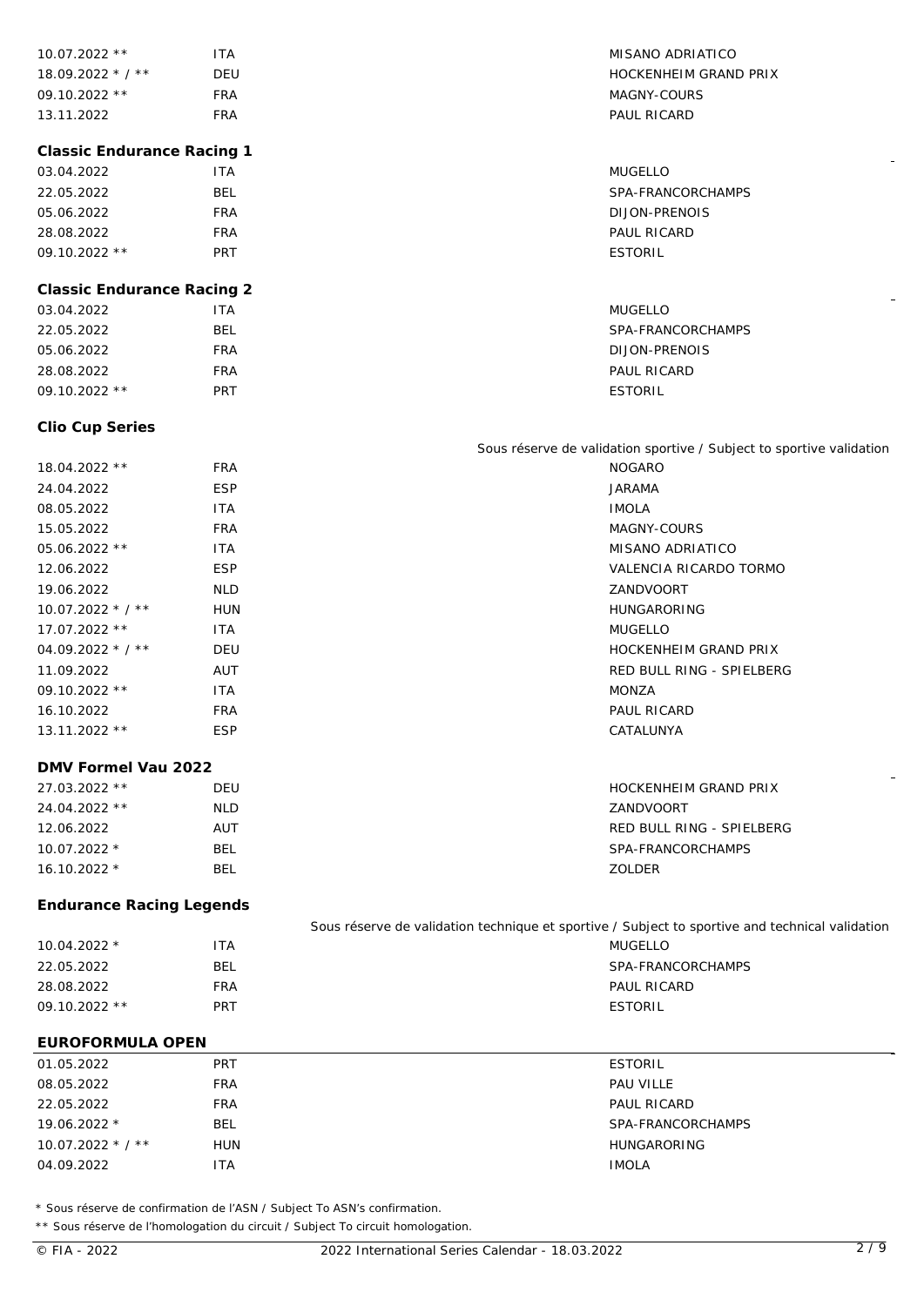| | | |
|---|---|---|
| 10.07.2022 ** | ITA | MISANO ADRIATICO |
| 18.09.2022 * / ** | DEU | HOCKENHEIM GRAND PRIX |
| 09.10.2022 ** | FRA | MAGNY-COURS |
| 13.11.2022 | FRA | PAUL RICARD |

**Classic Endurance Racing 1**

| | | |
|---|---|---|
| 03.04.2022 | ITA | MUGELLO |
| 22.05.2022 | BEL | SPA-FRANCORCHAMPS |
| 05.06.2022 | FRA | DIJON-PRENOIS |
| 28.08.2022 | FRA | PAUL RICARD |
| 09.10.2022 ** | PRT | ESTORIL |

**Classic Endurance Racing 2**

| | | |
|---|---|---|
| 03.04.2022 | ITA | MUGELLO |
| 22.05.2022 | BEL | SPA-FRANCORCHAMPS |
| 05.06.2022 | FRA | DIJON-PRENOIS |
| 28.08.2022 | FRA | PAUL RICARD |
| 09.10.2022 ** | PRT | ESTORIL |

**Clio Cup Series**

*Sous réserve de validation sportive / Subject to sportive validation*

| | | |
|---|---|---|
| 18.04.2022 ** | FRA | NOGARO |
| 24.04.2022 | ESP | JARAMA |
| 08.05.2022 | ITA | IMOLA |
| 15.05.2022 | FRA | MAGNY-COURS |
| 05.06.2022 ** | ITA | MISANO ADRIATICO |
| 12.06.2022 | ESP | VALENCIA RICARDO TORMO |
| 19.06.2022 | NLD | ZANDVOORT |
| 10.07.2022 * / ** | HUN | HUNGARORING |
| 17.07.2022 ** | ITA | MUGELLO |
| 04.09.2022 * / ** | DEU | HOCKENHEIM GRAND PRIX |
| 11.09.2022 | AUT | RED BULL RING - SPIELBERG |
| 09.10.2022 ** | ITA | MONZA |
| 16.10.2022 | FRA | PAUL RICARD |
| 13.11.2022 ** | ESP | CATALUNYA |

**DMV Formel Vau 2022**

| | | |
|---|---|---|
| 27.03.2022 ** | DEU | HOCKENHEIM GRAND PRIX |
| 24.04.2022 ** | NLD | ZANDVOORT |
| 12.06.2022 | AUT | RED BULL RING - SPIELBERG |
| 10.07.2022 * | BEL | SPA-FRANCORCHAMPS |
| 16.10.2022 * | BEL | ZOLDER |

**Endurance Racing Legends**

*Sous réserve de validation technique et sportive / Subject to sportive and technical validation*

| | | |
|---|---|---|
| 10.04.2022 * | ITA | MUGELLO |
| 22.05.2022 | BEL | SPA-FRANCORCHAMPS |
| 28.08.2022 | FRA | PAUL RICARD |
| 09.10.2022 ** | PRT | ESTORIL |

**EUROFORMULA OPEN**

| | | |
|---|---|---|
| 01.05.2022 | PRT | ESTORIL |
| 08.05.2022 | FRA | PAU VILLE |
| 22.05.2022 | FRA | PAUL RICARD |
| 19.06.2022 * | BEL | SPA-FRANCORCHAMPS |
| 10.07.2022 * / ** | HUN | HUNGARORING |
| 04.09.2022 | ITA | IMOLA |

\* Sous réserve de confirmation de l'ASN / Subject To ASN's confirmation.

** Sous réserve de l'homologation du circuit / Subject To circuit homologation.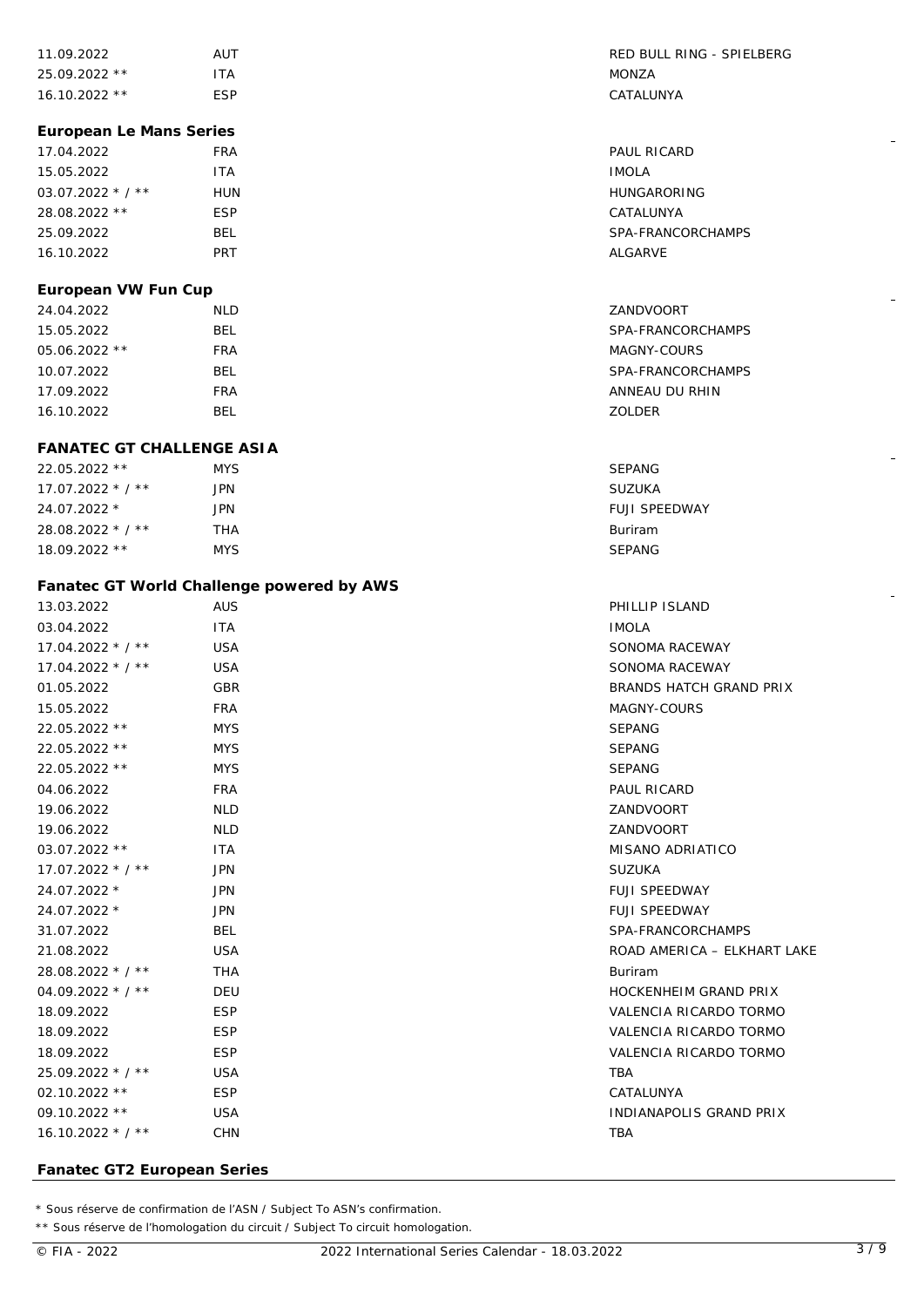| | | |
|---|---|---|
| 11.09.2022 | AUT | RED BULL RING - SPIELBERG |
| 25.09.2022 ** | ITA | MONZA |
| 16.10.2022 ** | ESP | CATALUNYA |

**European Le Mans Series**

| | | |
|---|---|---|
| 17.04.2022 | FRA | PAUL RICARD |
| 15.05.2022 | ITA | IMOLA |
| 03.07.2022 * / ** | HUN | HUNGARORING |
| 28.08.2022 ** | ESP | CATALUNYA |
| 25.09.2022 | BEL | SPA-FRANCORCHAMPS |
| 16.10.2022 | PRT | ALGARVE |

**European VW Fun Cup**

| | | |
|---|---|---|
| 24.04.2022 | NLD | ZANDVOORT |
| 15.05.2022 | BEL | SPA-FRANCORCHAMPS |
| 05.06.2022 ** | FRA | MAGNY-COURS |
| 10.07.2022 | BEL | SPA-FRANCORCHAMPS |
| 17.09.2022 | FRA | ANNEAU DU RHIN |
| 16.10.2022 | BEL | ZOLDER |

**FANATEC GT CHALLENGE ASIA**

| | | |
|---|---|---|
| 22.05.2022 ** | MYS | SEPANG |
| 17.07.2022 * / ** | JPN | SUZUKA |
| 24.07.2022 * | JPN | FUJI SPEEDWAY |
| 28.08.2022 * / ** | THA | Buriram |
| 18.09.2022 ** | MYS | SEPANG |

**Fanatec GT World Challenge powered by AWS**

| | | |
|---|---|---|
| 13.03.2022 | AUS | PHILLIP ISLAND |
| 03.04.2022 | ITA | IMOLA |
| 17.04.2022 * / ** | USA | SONOMA RACEWAY |
| 17.04.2022 * / ** | USA | SONOMA RACEWAY |
| 01.05.2022 | GBR | BRANDS HATCH GRAND PRIX |
| 15.05.2022 | FRA | MAGNY-COURS |
| 22.05.2022 ** | MYS | SEPANG |
| 22.05.2022 ** | MYS | SEPANG |
| 22.05.2022 ** | MYS | SEPANG |
| 04.06.2022 | FRA | PAUL RICARD |
| 19.06.2022 | NLD | ZANDVOORT |
| 19.06.2022 | NLD | ZANDVOORT |
| 03.07.2022 ** | ITA | MISANO ADRIATICO |
| 17.07.2022 * / ** | JPN | SUZUKA |
| 24.07.2022 * | JPN | FUJI SPEEDWAY |
| 24.07.2022 * | JPN | FUJI SPEEDWAY |
| 31.07.2022 | BEL | SPA-FRANCORCHAMPS |
| 21.08.2022 | USA | ROAD AMERICA – ELKHART LAKE |
| 28.08.2022 * / ** | THA | Buriram |
| 04.09.2022 * / ** | DEU | HOCKENHEIM GRAND PRIX |
| 18.09.2022 | ESP | VALENCIA RICARDO TORMO |
| 18.09.2022 | ESP | VALENCIA RICARDO TORMO |
| 18.09.2022 | ESP | VALENCIA RICARDO TORMO |
| 25.09.2022 * / ** | USA | TBA |
| 02.10.2022 ** | ESP | CATALUNYA |
| 09.10.2022 ** | USA | INDIANAPOLIS GRAND PRIX |
| 16.10.2022 * / ** | CHN | TBA |

**Fanatec GT2 European Series**

* Sous réserve de confirmation de l'ASN / Subject To ASN's confirmation.

** Sous réserve de l'homologation du circuit / Subject To circuit homologation.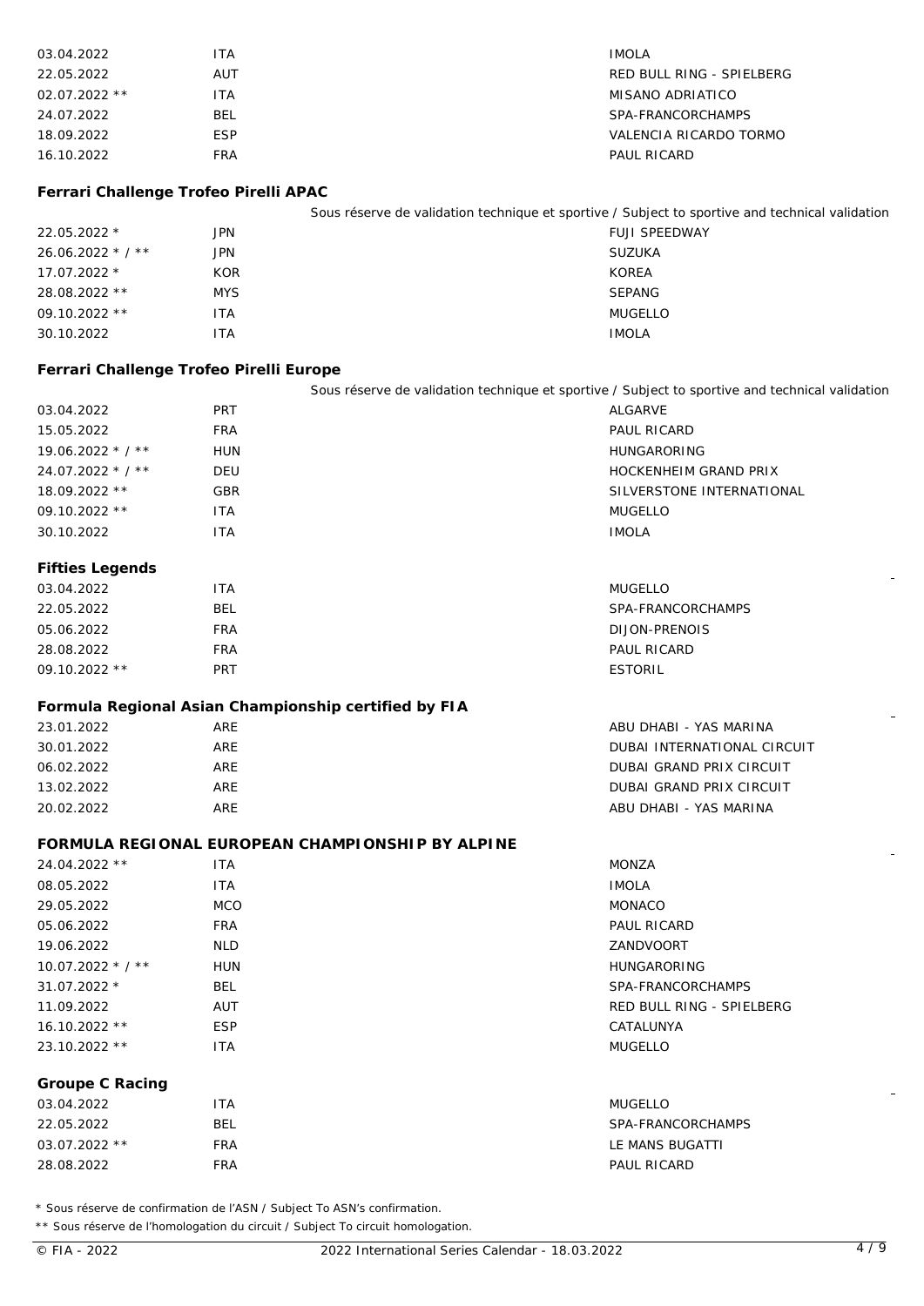| | | |
|---|---|---|
| 03.04.2022 | ITA | IMOLA |
| 22.05.2022 | AUT | RED BULL RING - SPIELBERG |
| 02.07.2022 ** | ITA | MISANO ADRIATICO |
| 24.07.2022 | BEL | SPA-FRANCORCHAMPS |
| 18.09.2022 | ESP | VALENCIA RICARDO TORMO |
| 16.10.2022 | FRA | PAUL RICARD |

**Ferrari Challenge Trofeo Pirelli APAC**

*Sous réserve de validation technique et sportive / Subject to sportive and technical validation*

| | | |
|---|---|---|
| 22.05.2022 * | JPN | FUJI SPEEDWAY |
| 26.06.2022 * / ** | JPN | SUZUKA |
| 17.07.2022 * | KOR | KOREA |
| 28.08.2022 ** | MYS | SEPANG |
| 09.10.2022 ** | ITA | MUGELLO |
| 30.10.2022 | ITA | IMOLA |

**Ferrari Challenge Trofeo Pirelli Europe**

*Sous réserve de validation technique et sportive / Subject to sportive and technical validation*

| | | |
|---|---|---|
| 03.04.2022 | PRT | ALGARVE |
| 15.05.2022 | FRA | PAUL RICARD |
| 19.06.2022 * / ** | HUN | HUNGARORING |
| 24.07.2022 * / ** | DEU | HOCKENHEIM GRAND PRIX |
| 18.09.2022 ** | GBR | SILVERSTONE INTERNATIONAL |
| 09.10.2022 ** | ITA | MUGELLO |
| 30.10.2022 | ITA | IMOLA |

**Fifties Legends**

| | | |
|---|---|---|
| 03.04.2022 | ITA | MUGELLO |
| 22.05.2022 | BEL | SPA-FRANCORCHAMPS |
| 05.06.2022 | FRA | DIJON-PRENOIS |
| 28.08.2022 | FRA | PAUL RICARD |
| 09.10.2022 ** | PRT | ESTORIL |

**Formula Regional Asian Championship certified by FIA**

| | | |
|---|---|---|
| 23.01.2022 | ARE | ABU DHABI - YAS MARINA |
| 30.01.2022 | ARE | DUBAI INTERNATIONAL CIRCUIT |
| 06.02.2022 | ARE | DUBAI GRAND PRIX CIRCUIT |
| 13.02.2022 | ARE | DUBAI GRAND PRIX CIRCUIT |
| 20.02.2022 | ARE | ABU DHABI - YAS MARINA |

**FORMULA REGIONAL EUROPEAN CHAMPIONSHIP BY ALPINE**

| | | |
|---|---|---|
| 24.04.2022 ** | ITA | MONZA |
| 08.05.2022 | ITA | IMOLA |
| 29.05.2022 | MCO | MONACO |
| 05.06.2022 | FRA | PAUL RICARD |
| 19.06.2022 | NLD | ZANDVOORT |
| 10.07.2022 * / ** | HUN | HUNGARORING |
| 31.07.2022 * | BEL | SPA-FRANCORCHAMPS |
| 11.09.2022 | AUT | RED BULL RING - SPIELBERG |
| 16.10.2022 ** | ESP | CATALUNYA |
| 23.10.2022 ** | ITA | MUGELLO |

**Groupe C Racing**

| | | |
|---|---|---|
| 03.04.2022 | ITA | MUGELLO |
| 22.05.2022 | BEL | SPA-FRANCORCHAMPS |
| 03.07.2022 ** | FRA | LE MANS BUGATTI |
| 28.08.2022 | FRA | PAUL RICARD |

\* Sous réserve de confirmation de l'ASN / Subject To ASN's confirmation.

** Sous réserve de l'homologation du circuit / Subject To circuit homologation.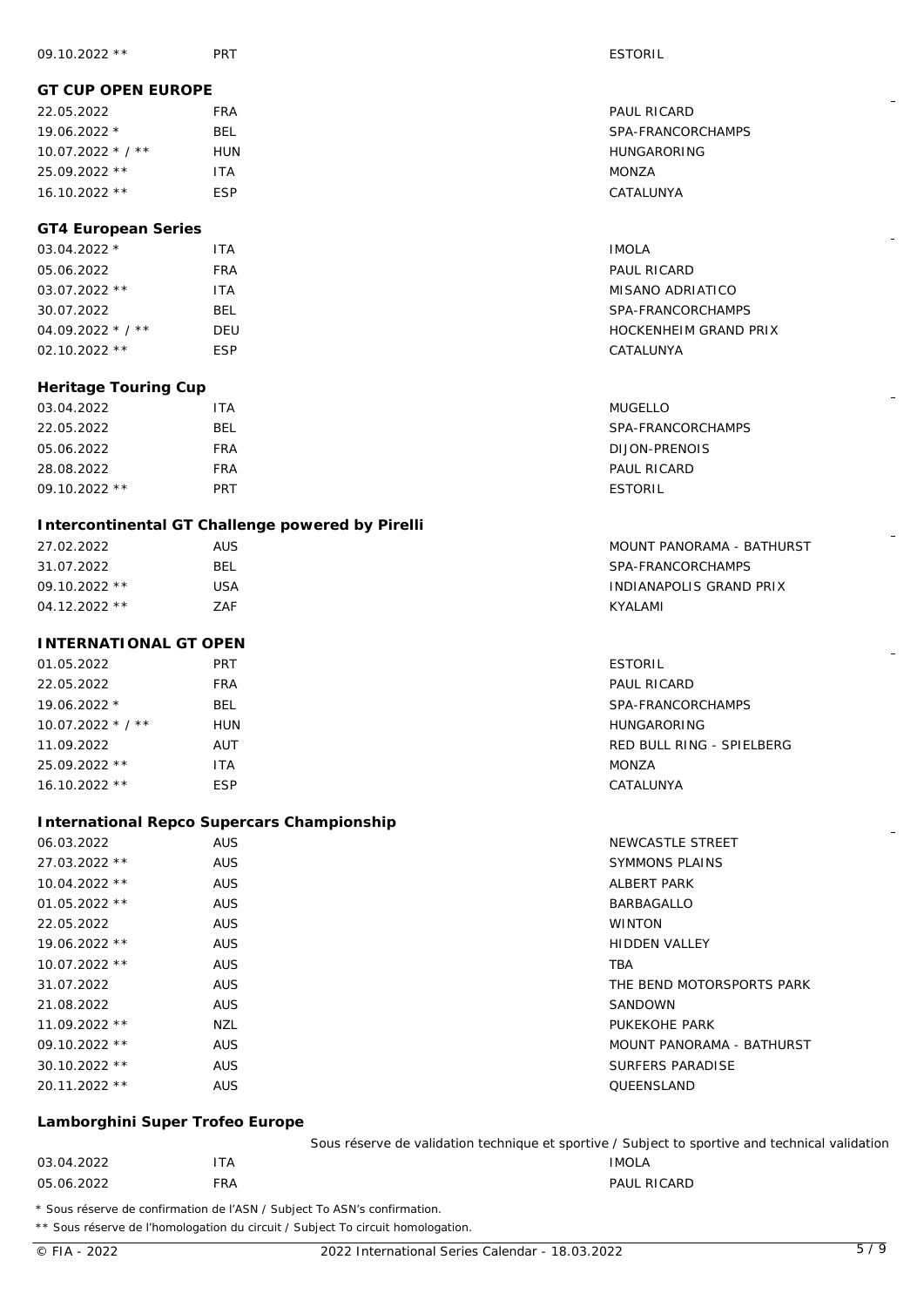| | | |
|---|---|---|
| 09.10.2022 ** | PRT | ESTORIL |

## GT CUP OPEN EUROPE

| | | |
|---|---|---|
| 22.05.2022 | FRA | PAUL RICARD |
| 19.06.2022 * | BEL | SPA-FRANCORCHAMPS |
| 10.07.2022 * / ** | HUN | HUNGARORING |
| 25.09.2022 ** | ITA | MONZA |
| 16.10.2022 ** | ESP | CATALUNYA |

## GT4 European Series

| | | |
|---|---|---|
| 03.04.2022 * | ITA | IMOLA |
| 05.06.2022 | FRA | PAUL RICARD |
| 03.07.2022 ** | ITA | MISANO ADRIATICO |
| 30.07.2022 | BEL | SPA-FRANCORCHAMPS |
| 04.09.2022 * / ** | DEU | HOCKENHEIM GRAND PRIX |
| 02.10.2022 ** | ESP | CATALUNYA |

## Heritage Touring Cup

| | | |
|---|---|---|
| 03.04.2022 | ITA | MUGELLO |
| 22.05.2022 | BEL | SPA-FRANCORCHAMPS |
| 05.06.2022 | FRA | DIJON-PRENOIS |
| 28.08.2022 | FRA | PAUL RICARD |
| 09.10.2022 ** | PRT | ESTORIL |

## Intercontinental GT Challenge powered by Pirelli

| | | |
|---|---|---|
| 27.02.2022 | AUS | MOUNT PANORAMA - BATHURST |
| 31.07.2022 | BEL | SPA-FRANCORCHAMPS |
| 09.10.2022 ** | USA | INDIANAPOLIS GRAND PRIX |
| 04.12.2022 ** | ZAF | KYALAMI |

## INTERNATIONAL GT OPEN

| | | |
|---|---|---|
| 01.05.2022 | PRT | ESTORIL |
| 22.05.2022 | FRA | PAUL RICARD |
| 19.06.2022 * | BEL | SPA-FRANCORCHAMPS |
| 10.07.2022 * / ** | HUN | HUNGARORING |
| 11.09.2022 | AUT | RED BULL RING - SPIELBERG |
| 25.09.2022 ** | ITA | MONZA |
| 16.10.2022 ** | ESP | CATALUNYA |

## International Repco Supercars Championship

| | | |
|---|---|---|
| 06.03.2022 | AUS | NEWCASTLE STREET |
| 27.03.2022 ** | AUS | SYMMONS PLAINS |
| 10.04.2022 ** | AUS | ALBERT PARK |
| 01.05.2022 ** | AUS | BARBAGALLO |
| 22.05.2022 | AUS | WINTON |
| 19.06.2022 ** | AUS | HIDDEN VALLEY |
| 10.07.2022 ** | AUS | TBA |
| 31.07.2022 | AUS | THE BEND MOTORSPORTS PARK |
| 21.08.2022 | AUS | SANDOWN |
| 11.09.2022 ** | NZL | PUKEKOHE PARK |
| 09.10.2022 ** | AUS | MOUNT PANORAMA - BATHURST |
| 30.10.2022 ** | AUS | SURFERS PARADISE |
| 20.11.2022 ** | AUS | QUEENSLAND |

## Lamborghini Super Trofeo Europe

Sous réserve de validation technique et sportive / Subject to sportive and technical validation

| | | |
|---|---|---|
| 03.04.2022 | ITA | IMOLA |
| 05.06.2022 | FRA | PAUL RICARD |

\* Sous réserve de confirmation de l'ASN / Subject To ASN's confirmation.

** Sous réserve de l'homologation du circuit / Subject To circuit homologation.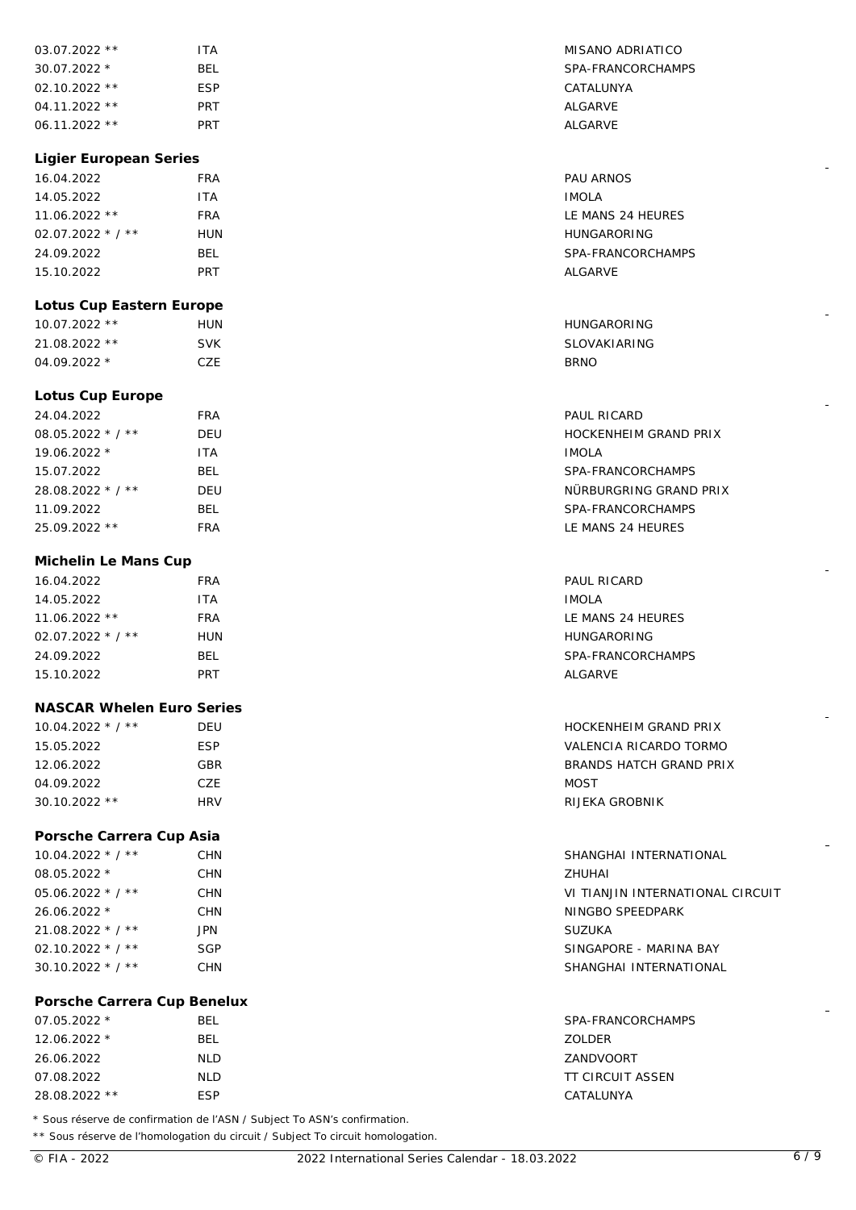| | | |
|---|---|---|
| 03.07.2022 ** | ITA | MISANO ADRIATICO |
| 30.07.2022 * | BEL | SPA-FRANCORCHAMPS |
| 02.10.2022 ** | ESP | CATALUNYA |
| 04.11.2022 ** | PRT | ALGARVE |
| 06.11.2022 ** | PRT | ALGARVE |

**Ligier European Series**

| | | |
|---|---|---|
| 16.04.2022 | FRA | PAU ARNOS |
| 14.05.2022 | ITA | IMOLA |
| 11.06.2022 ** | FRA | LE MANS 24 HEURES |
| 02.07.2022 * / ** | HUN | HUNGARORING |
| 24.09.2022 | BEL | SPA-FRANCORCHAMPS |
| 15.10.2022 | PRT | ALGARVE |

**Lotus Cup Eastern Europe**

| | | |
|---|---|---|
| 10.07.2022 ** | HUN | HUNGARORING |
| 21.08.2022 ** | SVK | SLOVAKIARING |
| 04.09.2022 * | CZE | BRNO |

**Lotus Cup Europe**

| | | |
|---|---|---|
| 24.04.2022 | FRA | PAUL RICARD |
| 08.05.2022 * / ** | DEU | HOCKENHEIM GRAND PRIX |
| 19.06.2022 * | ITA | IMOLA |
| 15.07.2022 | BEL | SPA-FRANCORCHAMPS |
| 28.08.2022 * / ** | DEU | NÜRBURGRING GRAND PRIX |
| 11.09.2022 | BEL | SPA-FRANCORCHAMPS |
| 25.09.2022 ** | FRA | LE MANS 24 HEURES |

**Michelin Le Mans Cup**

| | | |
|---|---|---|
| 16.04.2022 | FRA | PAUL RICARD |
| 14.05.2022 | ITA | IMOLA |
| 11.06.2022 ** | FRA | LE MANS 24 HEURES |
| 02.07.2022 * / ** | HUN | HUNGARORING |
| 24.09.2022 | BEL | SPA-FRANCORCHAMPS |
| 15.10.2022 | PRT | ALGARVE |

**NASCAR Whelen Euro Series**

| | | |
|---|---|---|
| 10.04.2022 * / ** | DEU | HOCKENHEIM GRAND PRIX |
| 15.05.2022 | ESP | VALENCIA RICARDO TORMO |
| 12.06.2022 | GBR | BRANDS HATCH GRAND PRIX |
| 04.09.2022 | CZE | MOST |
| 30.10.2022 ** | HRV | RIJEKA GROBNIK |

**Porsche Carrera Cup Asia**

| | | |
|---|---|---|
| 10.04.2022 * / ** | CHN | SHANGHAI INTERNATIONAL |
| 08.05.2022 * | CHN | ZHUHAI |
| 05.06.2022 * / ** | CHN | VI TIANJIN INTERNATIONAL CIRCUIT |
| 26.06.2022 * | CHN | NINGBO SPEEDPARK |
| 21.08.2022 * / ** | JPN | SUZUKA |
| 02.10.2022 * / ** | SGP | SINGAPORE - MARINA BAY |
| 30.10.2022 * / ** | CHN | SHANGHAI INTERNATIONAL |

**Porsche Carrera Cup Benelux**

| | | |
|---|---|---|
| 07.05.2022 * | BEL | SPA-FRANCORCHAMPS |
| 12.06.2022 * | BEL | ZOLDER |
| 26.06.2022 | NLD | ZANDVOORT |
| 07.08.2022 | NLD | TT CIRCUIT ASSEN |
| 28.08.2022 ** | ESP | CATALUNYA |

* Sous réserve de confirmation de l'ASN / Subject To ASN's confirmation.

** Sous réserve de l'homologation du circuit / Subject To circuit homologation.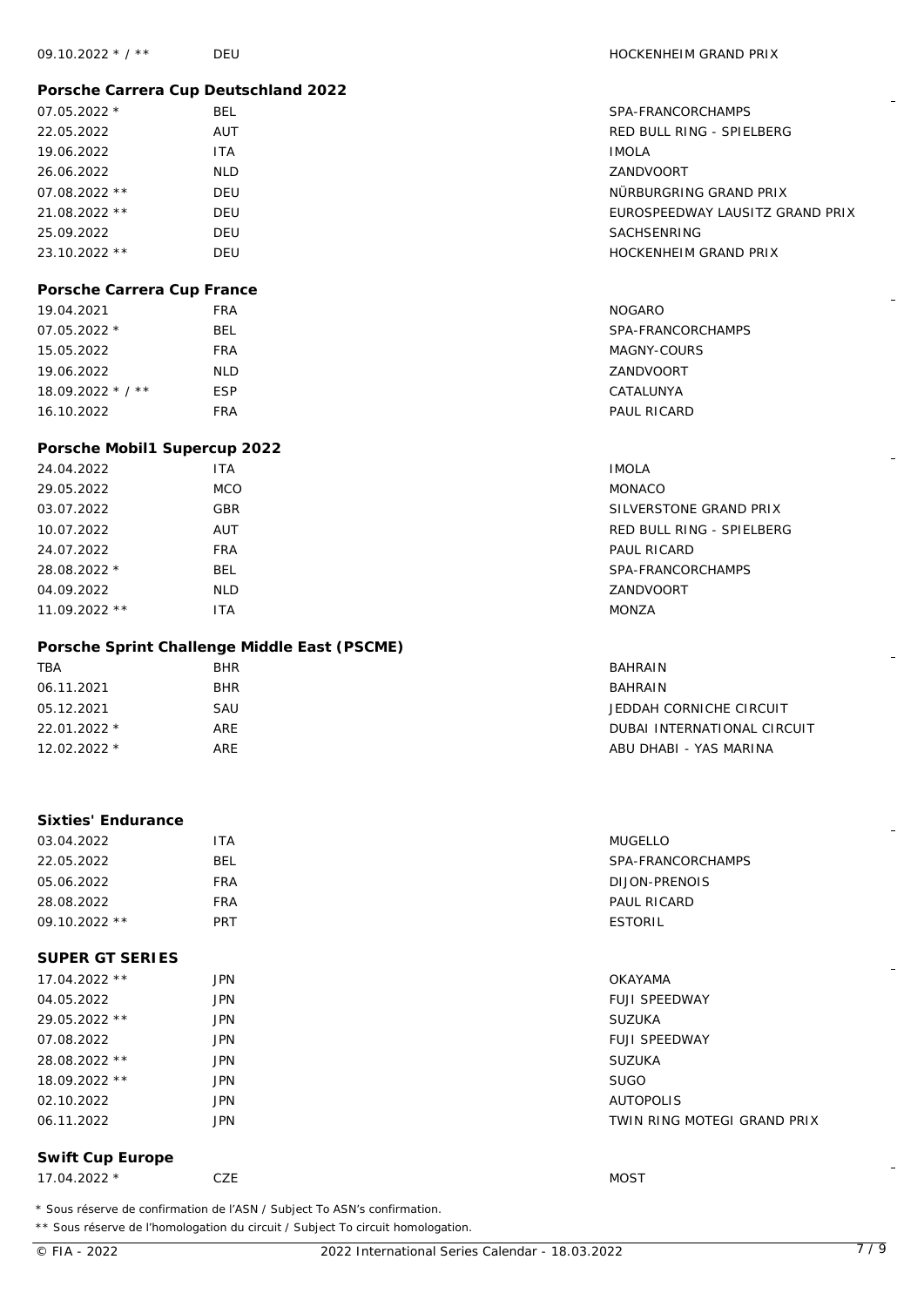| | | |
|---|---|---|
| 09.10.2022 * / ** | DEU | HOCKENHEIM GRAND PRIX |

### Porsche Carrera Cup Deutschland 2022

| | | |
|---|---|---|
| 07.05.2022 * | BEL | SPA-FRANCORCHAMPS |
| 22.05.2022 | AUT | RED BULL RING - SPIELBERG |
| 19.06.2022 | ITA | IMOLA |
| 26.06.2022 | NLD | ZANDVOORT |
| 07.08.2022 ** | DEU | NÜRBURGRING GRAND PRIX |
| 21.08.2022 ** | DEU | EUROSPEEDWAY LAUSITZ GRAND PRIX |
| 25.09.2022 | DEU | SACHSENRING |
| 23.10.2022 ** | DEU | HOCKENHEIM GRAND PRIX |

### Porsche Carrera Cup France

| | | |
|---|---|---|
| 19.04.2021 | FRA | NOGARO |
| 07.05.2022 * | BEL | SPA-FRANCORCHAMPS |
| 15.05.2022 | FRA | MAGNY-COURS |
| 19.06.2022 | NLD | ZANDVOORT |
| 18.09.2022 * / ** | ESP | CATALUNYA |
| 16.10.2022 | FRA | PAUL RICARD |

### Porsche Mobil1 Supercup 2022

| | | |
|---|---|---|
| 24.04.2022 | ITA | IMOLA |
| 29.05.2022 | MCO | MONACO |
| 03.07.2022 | GBR | SILVERSTONE GRAND PRIX |
| 10.07.2022 | AUT | RED BULL RING - SPIELBERG |
| 24.07.2022 | FRA | PAUL RICARD |
| 28.08.2022 * | BEL | SPA-FRANCORCHAMPS |
| 04.09.2022 | NLD | ZANDVOORT |
| 11.09.2022 ** | ITA | MONZA |

### Porsche Sprint Challenge Middle East (PSCME)

| | | |
|---|---|---|
| TBA | BHR | BAHRAIN |
| 06.11.2021 | BHR | BAHRAIN |
| 05.12.2021 | SAU | JEDDAH CORNICHE CIRCUIT |
| 22.01.2022 * | ARE | DUBAI INTERNATIONAL CIRCUIT |
| 12.02.2022 * | ARE | ABU DHABI - YAS MARINA |

### Sixties' Endurance

| | | |
|---|---|---|
| 03.04.2022 | ITA | MUGELLO |
| 22.05.2022 | BEL | SPA-FRANCORCHAMPS |
| 05.06.2022 | FRA | DIJON-PRENOIS |
| 28.08.2022 | FRA | PAUL RICARD |
| 09.10.2022 ** | PRT | ESTORIL |

### SUPER GT SERIES

| | | |
|---|---|---|
| 17.04.2022 ** | JPN | OKAYAMA |
| 04.05.2022 | JPN | FUJI SPEEDWAY |
| 29.05.2022 ** | JPN | SUZUKA |
| 07.08.2022 | JPN | FUJI SPEEDWAY |
| 28.08.2022 ** | JPN | SUZUKA |
| 18.09.2022 ** | JPN | SUGO |
| 02.10.2022 | JPN | AUTOPOLIS |
| 06.11.2022 | JPN | TWIN RING MOTEGI GRAND PRIX |

### Swift Cup Europe

| | | |
|---|---|---|
| 17.04.2022 * | CZE | MOST |

\* Sous réserve de confirmation de l'ASN / Subject To ASN's confirmation.

** Sous réserve de l'homologation du circuit / Subject To circuit homologation.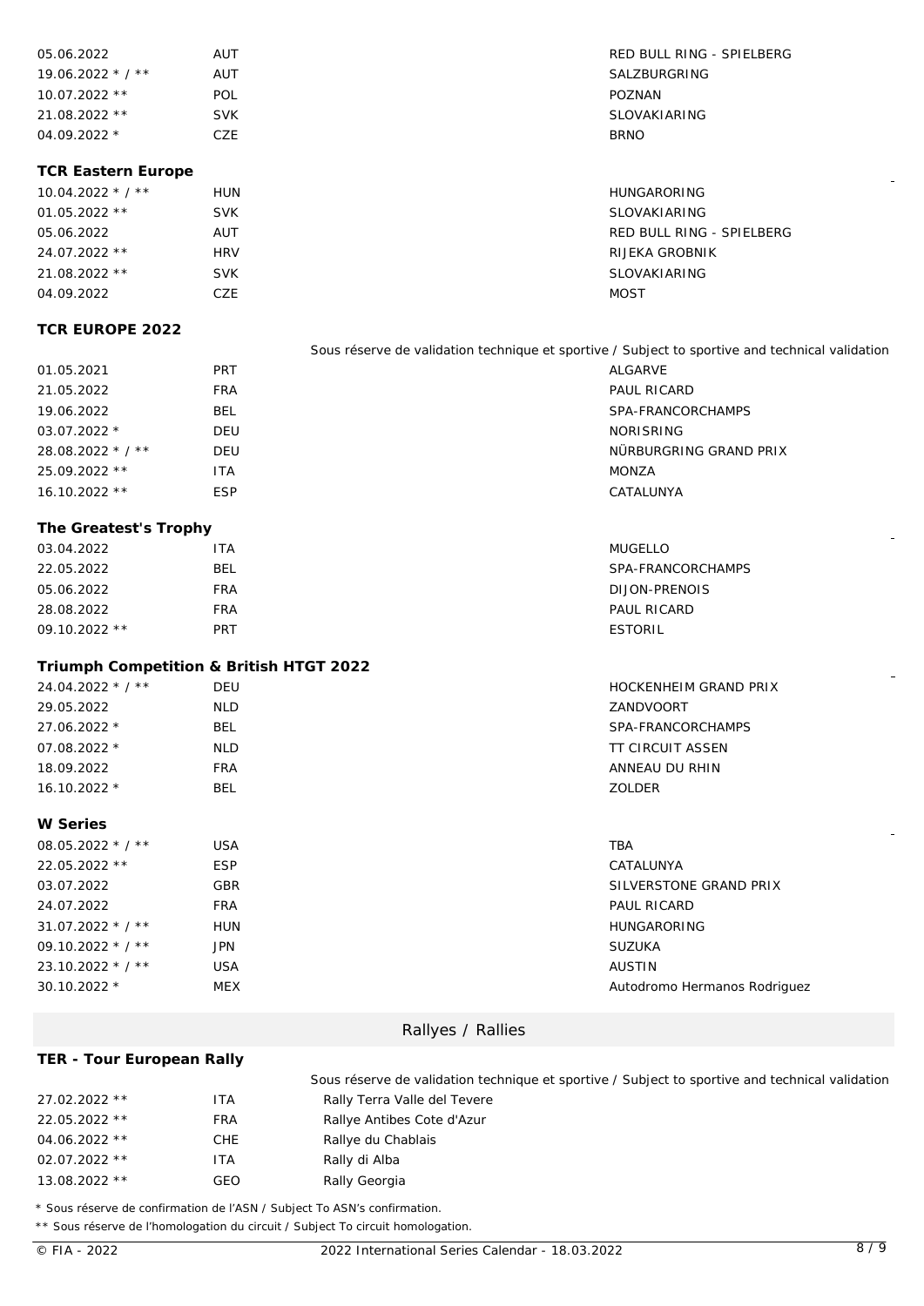| | | |
|---|---|---|
| 05.06.2022 | AUT | RED BULL RING - SPIELBERG |
| 19.06.2022 * / ** | AUT | SALZBURGRING |
| 10.07.2022 ** | POL | POZNAN |
| 21.08.2022 ** | SVK | SLOVAKIARING |
| 04.09.2022 * | CZE | BRNO |

**TCR Eastern Europe**

| | | |
|---|---|---|
| 10.04.2022 * / ** | HUN | HUNGARORING |
| 01.05.2022 ** | SVK | SLOVAKIARING |
| 05.06.2022 | AUT | RED BULL RING - SPIELBERG |
| 24.07.2022 ** | HRV | RIJEKA GROBNIK |
| 21.08.2022 ** | SVK | SLOVAKIARING |
| 04.09.2022 | CZE | MOST |

**TCR EUROPE 2022**

Sous réserve de validation technique et sportive / Subject to sportive and technical validation

| | | |
|---|---|---|
| 01.05.2021 | PRT | ALGARVE |
| 21.05.2022 | FRA | PAUL RICARD |
| 19.06.2022 | BEL | SPA-FRANCORCHAMPS |
| 03.07.2022 * | DEU | NORISRING |
| 28.08.2022 * / ** | DEU | NÜRBURGRING GRAND PRIX |
| 25.09.2022 ** | ITA | MONZA |
| 16.10.2022 ** | ESP | CATALUNYA |

**The Greatest's Trophy**

| | | |
|---|---|---|
| 03.04.2022 | ITA | MUGELLO |
| 22.05.2022 | BEL | SPA-FRANCORCHAMPS |
| 05.06.2022 | FRA | DIJON-PRENOIS |
| 28.08.2022 | FRA | PAUL RICARD |
| 09.10.2022 ** | PRT | ESTORIL |

**Triumph Competition & British HTGT 2022**

| | | |
|---|---|---|
| 24.04.2022 * / ** | DEU | HOCKENHEIM GRAND PRIX |
| 29.05.2022 | NLD | ZANDVOORT |
| 27.06.2022 * | BEL | SPA-FRANCORCHAMPS |
| 07.08.2022 * | NLD | TT CIRCUIT ASSEN |
| 18.09.2022 | FRA | ANNEAU DU RHIN |
| 16.10.2022 * | BEL | ZOLDER |

**W Series**

| | | |
|---|---|---|
| 08.05.2022 * / ** | USA | TBA |
| 22.05.2022 ** | ESP | CATALUNYA |
| 03.07.2022 | GBR | SILVERSTONE GRAND PRIX |
| 24.07.2022 | FRA | PAUL RICARD |
| 31.07.2022 * / ** | HUN | HUNGARORING |
| 09.10.2022 * / ** | JPN | SUZUKA |
| 23.10.2022 * / ** | USA | AUSTIN |
| 30.10.2022 * | MEX | Autodromo Hermanos Rodriguez |

## Rallyes / Rallies

**TER - Tour European Rally**

Sous réserve de validation technique et sportive / Subject to sportive and technical validation

| | | |
|---|---|---|
| 27.02.2022 ** | ITA | Rally Terra Valle del Tevere |
| 22.05.2022 ** | FRA | Rallye Antibes Cote d'Azur |
| 04.06.2022 ** | CHE | Rallye du Chablais |
| 02.07.2022 ** | ITA | Rally di Alba |
| 13.08.2022 ** | GEO | Rally Georgia |

* Sous réserve de confirmation de l'ASN / Subject To ASN's confirmation.

** Sous réserve de l'homologation du circuit / Subject To circuit homologation.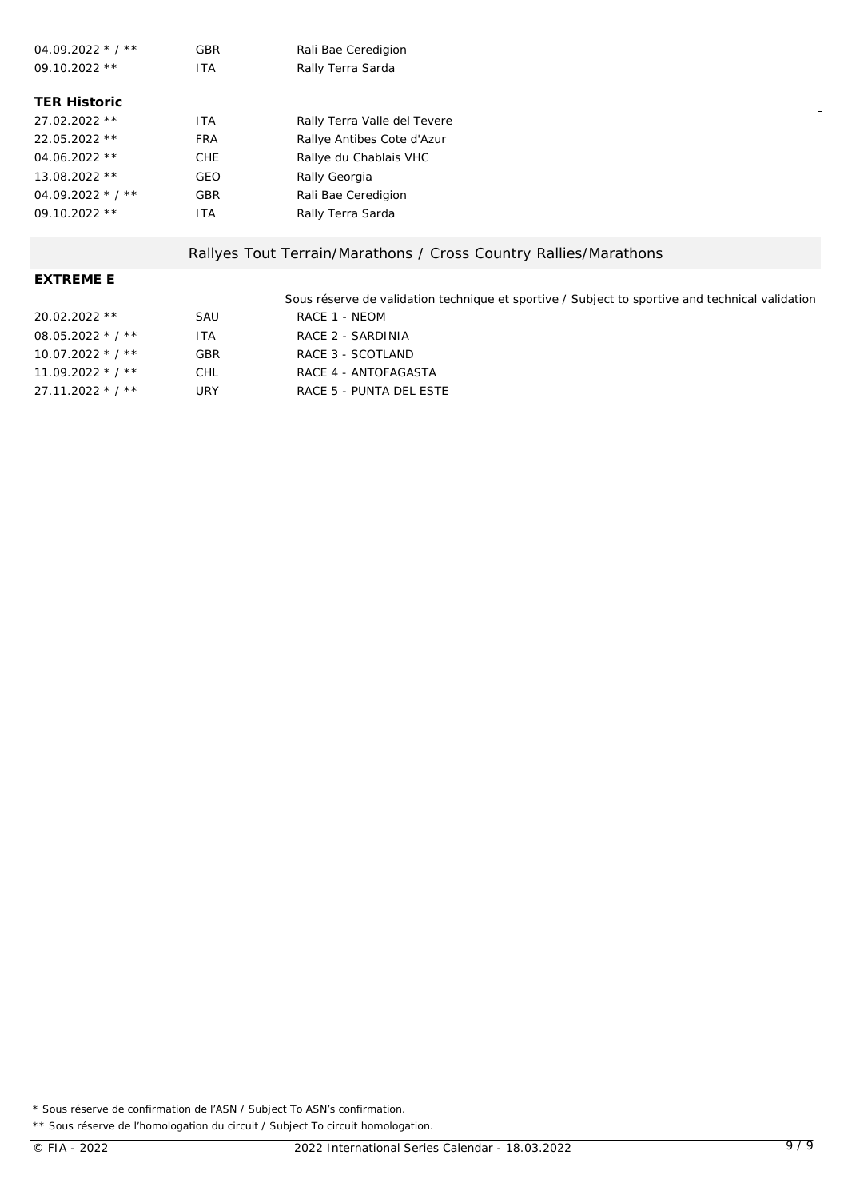| | | |
|---|---|---|
| 04.09.2022 * / ** | GBR | Rali Bae Ceredigion |
| 09.10.2022 ** | ITA | Rally Terra Sarda |

**TER Historic**

| | | |
|---|---|---|
| 27.02.2022 ** | ITA | Rally Terra Valle del Tevere |
| 22.05.2022 ** | FRA | Rallye Antibes Cote d'Azur |
| 04.06.2022 ** | CHE | Rallye du Chablais VHC |
| 13.08.2022 ** | GEO | Rally Georgia |
| 04.09.2022 * / ** | GBR | Rali Bae Ceredigion |
| 09.10.2022 ** | ITA | Rally Terra Sarda |

## Rallyes Tout Terrain/Marathons / Cross Country Rallies/Marathons

**EXTREME E**

*Sous réserve de validation technique et sportive / Subject to sportive and technical validation*

| | | |
|---|---|---|
| 20.02.2022 ** | SAU | RACE 1 - NEOM |
| 08.05.2022 * / ** | ITA | RACE 2 - SARDINIA |
| 10.07.2022 * / ** | GBR | RACE 3 - SCOTLAND |
| 11.09.2022 * / ** | CHL | RACE 4 - ANTOFAGASTA |
| 27.11.2022 * / ** | URY | RACE 5 - PUNTA DEL ESTE |

\* Sous réserve de confirmation de l'ASN / Subject To ASN's confirmation.

** Sous réserve de l'homologation du circuit / Subject To circuit homologation.